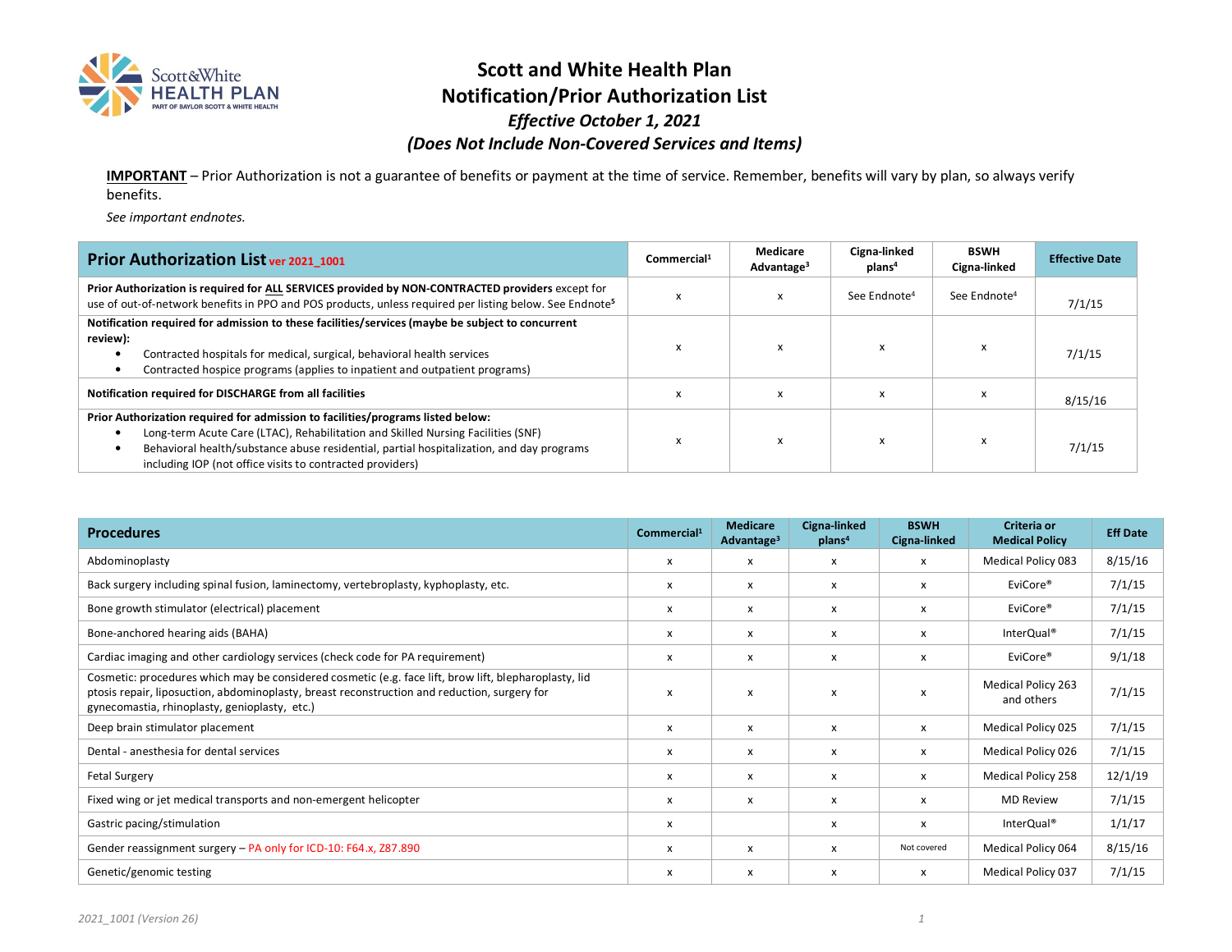# Scott and White Health Plan
# Notification/Prior Authorization List
### *Effective October 1, 2021*
### *(Does Not Include Non-Covered Services and Items)*

**IMPORTANT** – Prior Authorization is not a guarantee of benefits or payment at the time of service. Remember, benefits will vary by plan, so always verify benefits.

*See important endnotes.*

| **Prior Authorization List** ver 2021_1001 | **Commercial**[1] | **Medicare Advantage**[3] | **Cigna-linked plans**[4] | **BSWH Cigna-linked** | **Effective Date** |
|---|---|---|---|---|---|
| **Prior Authorization is required for ALL SERVICES provided by NON-CONTRACTED providers** except for use of out-of-network benefits in PPO and POS products, unless required per listing below. See Endnote[5] | x | x | See Endnote[4] | See Endnote[4] | 7/1/15 |
| **Notification required for admission to these facilities/services (maybe be subject to concurrent review):** <br>• Contracted hospitals for medical, surgical, behavioral health services <br>• Contracted hospice programs (applies to inpatient and outpatient programs) | x | x | x | x | 7/1/15 |
| **Notification required for DISCHARGE from all facilities** | x | x | x | x | 8/15/16 |
| **Prior Authorization required for admission to facilities/programs listed below:** <br>• Long-term Acute Care (LTAC), Rehabilitation and Skilled Nursing Facilities (SNF) <br>• Behavioral health/substance abuse residential, partial hospitalization, and day programs including IOP (not office visits to contracted providers) | x | x | x | x | 7/1/15 |

| **Procedures** | **Commercial**[1] | **Medicare Advantage**[3] | **Cigna-linked plans**[4] | **BSWH Cigna-linked** | **Criteria or Medical Policy** | **Eff Date** |
|---|---|---|---|---|---|---|
| Abdominoplasty | x | x | x | x | Medical Policy 083 | 8/15/16 |
| Back surgery including spinal fusion, laminectomy, vertebroplasty, kyphoplasty, etc. | x | x | x | x | EviCore® | 7/1/15 |
| Bone growth stimulator (electrical) placement | x | x | x | x | EviCore® | 7/1/15 |
| Bone-anchored hearing aids (BAHA) | x | x | x | x | InterQual® | 7/1/15 |
| Cardiac imaging and other cardiology services (check code for PA requirement) | x | x | x | x | EviCore® | 9/1/18 |
| Cosmetic: procedures which may be considered cosmetic (e.g. face lift, brow lift, blepharoplasty, lid ptosis repair, liposuction, abdominoplasty, breast reconstruction and reduction, surgery for gynecomastia, rhinoplasty, genioplasty, etc.) | x | x | x | x | Medical Policy 263 and others | 7/1/15 |
| Deep brain stimulator placement | x | x | x | x | Medical Policy 025 | 7/1/15 |
| Dental - anesthesia for dental services | x | x | x | x | Medical Policy 026 | 7/1/15 |
| Fetal Surgery | x | x | x | x | Medical Policy 258 | 12/1/19 |
| Fixed wing or jet medical transports and non-emergent helicopter | x | x | x | x | MD Review | 7/1/15 |
| Gastric pacing/stimulation | x | | x | x | InterQual® | 1/1/17 |
| Gender reassignment surgery – PA only for ICD-10: F64.x, Z87.890 | x | x | x | Not covered | Medical Policy 064 | 8/15/16 |
| Genetic/genomic testing | x | x | x | x | Medical Policy 037 | 7/1/15 |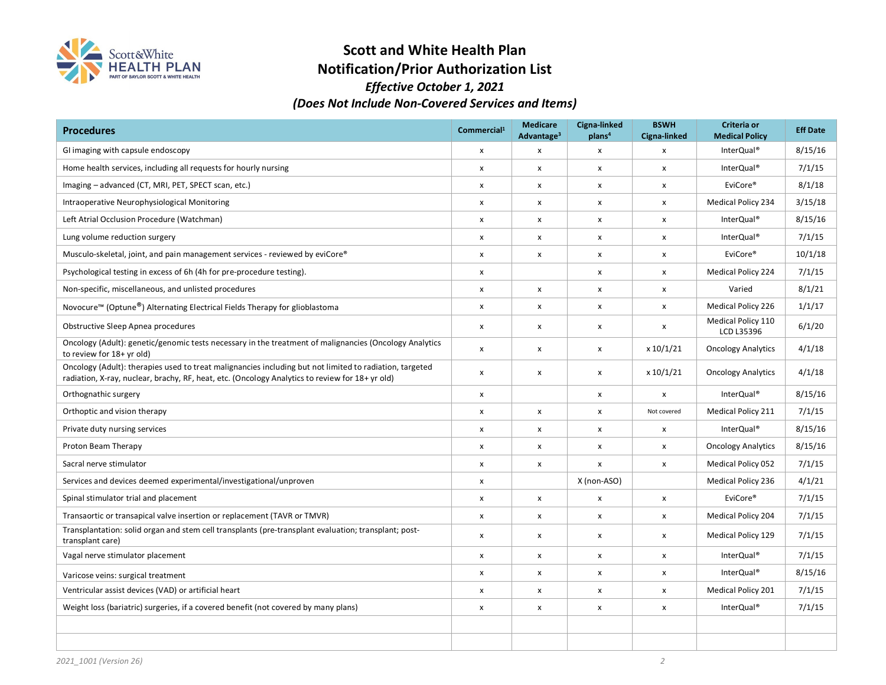# Scott and White Health Plan
## Notification/Prior Authorization List
### *Effective October 1, 2021*
### *(Does Not Include Non-Covered Services and Items)*

| Procedures | Commercial[1] | Medicare Advantage[3] | Cigna-linked plans[4] | BSWH Cigna-linked | Criteria or Medical Policy | Eff Date |
|---|---|---|---|---|---|---|
| GI imaging with capsule endoscopy | x | x | x | x | InterQual® | 8/15/16 |
| Home health services, including all requests for hourly nursing | x | x | x | x | InterQual® | 7/1/15 |
| Imaging – advanced (CT, MRI, PET, SPECT scan, etc.) | x | x | x | x | EviCore® | 8/1/18 |
| Intraoperative Neurophysiological Monitoring | x | x | x | x | Medical Policy 234 | 3/15/18 |
| Left Atrial Occlusion Procedure (Watchman) | x | x | x | x | InterQual® | 8/15/16 |
| Lung volume reduction surgery | x | x | x | x | InterQual® | 7/1/15 |
| Musculo-skeletal, joint, and pain management services - reviewed by eviCore® | x | x | x | x | EviCore® | 10/1/18 |
| Psychological testing in excess of 6h (4h for pre-procedure testing). | x | | x | x | Medical Policy 224 | 7/1/15 |
| Non-specific, miscellaneous, and unlisted procedures | x | x | x | x | Varied | 8/1/21 |
| Novocure™ (Optune®) Alternating Electrical Fields Therapy for glioblastoma | x | x | x | x | Medical Policy 226 | 1/1/17 |
| Obstructive Sleep Apnea procedures | x | x | x | x | Medical Policy 110 LCD L35396 | 6/1/20 |
| Oncology (Adult): genetic/genomic tests necessary in the treatment of malignancies (Oncology Analytics to review for 18+ yr old) | x | x | x | x 10/1/21 | Oncology Analytics | 4/1/18 |
| Oncology (Adult): therapies used to treat malignancies including but not limited to radiation, targeted radiation, X-ray, nuclear, brachy, RF, heat, etc. (Oncology Analytics to review for 18+ yr old) | x | x | x | x 10/1/21 | Oncology Analytics | 4/1/18 |
| Orthognathic surgery | x | | x | x | InterQual® | 8/15/16 |
| Orthoptic and vision therapy | x | x | x | Not covered | Medical Policy 211 | 7/1/15 |
| Private duty nursing services | x | x | x | x | InterQual® | 8/15/16 |
| Proton Beam Therapy | x | x | x | x | Oncology Analytics | 8/15/16 |
| Sacral nerve stimulator | x | x | x | x | Medical Policy 052 | 7/1/15 |
| Services and devices deemed experimental/investigational/unproven | x | | X (non-ASO) | | Medical Policy 236 | 4/1/21 |
| Spinal stimulator trial and placement | x | x | x | x | EviCore® | 7/1/15 |
| Transaortic or transapical valve insertion or replacement (TAVR or TMVR) | x | x | x | x | Medical Policy 204 | 7/1/15 |
| Transplantation: solid organ and stem cell transplants (pre-transplant evaluation; transplant; post-transplant care) | x | x | x | x | Medical Policy 129 | 7/1/15 |
| Vagal nerve stimulator placement | x | x | x | x | InterQual® | 7/1/15 |
| Varicose veins: surgical treatment | x | x | x | x | InterQual® | 8/15/16 |
| Ventricular assist devices (VAD) or artificial heart | x | x | x | x | Medical Policy 201 | 7/1/15 |
| Weight loss (bariatric) surgeries, if a covered benefit (not covered by many plans) | x | x | x | x | InterQual® | 7/1/15 |
| | | | | | | |
| | | | | | | |

*2021_1001 (Version 26)*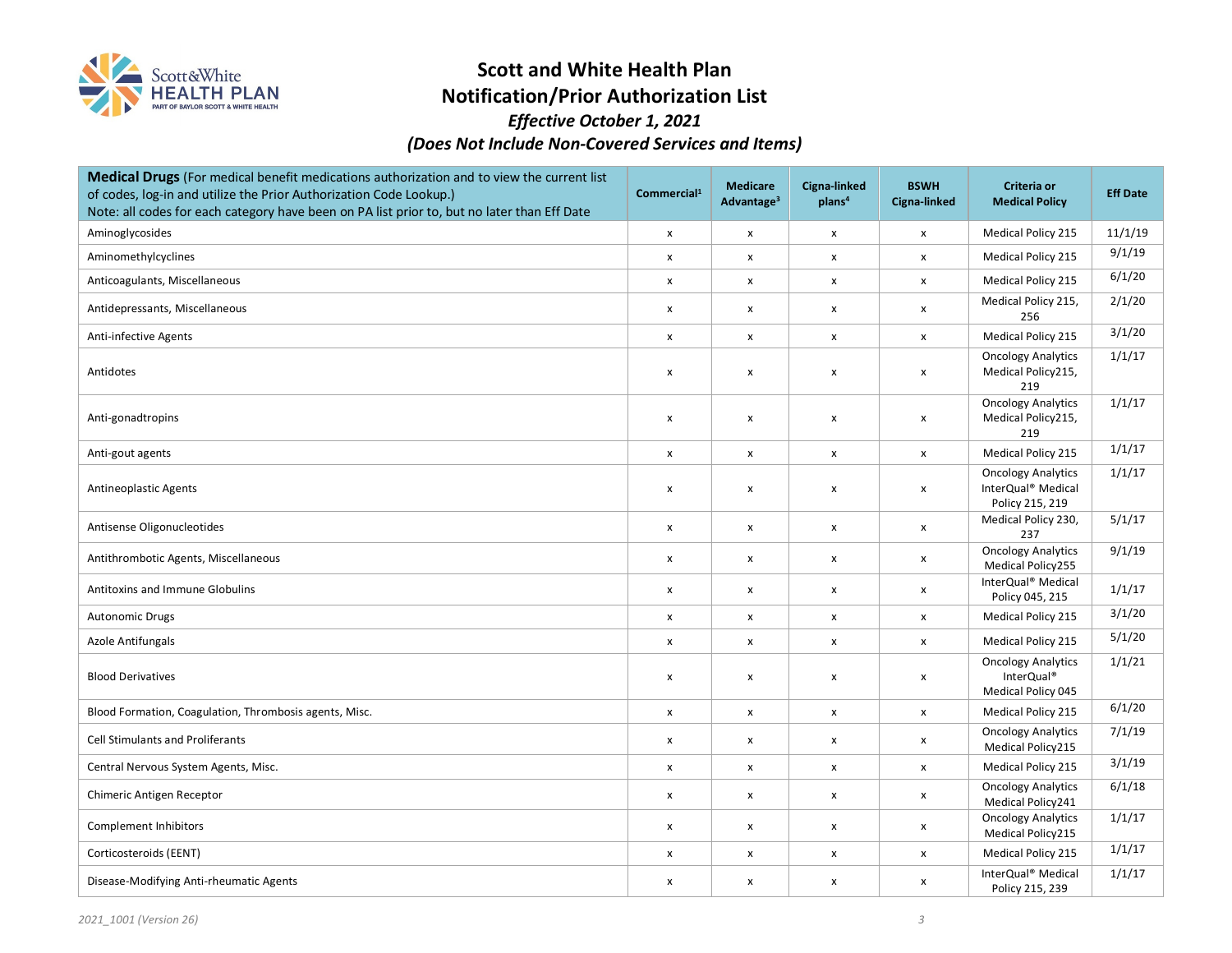# Scott and White Health Plan
# Notification/Prior Authorization List
### *Effective October 1, 2021*
### *(Does Not Include Non-Covered Services and Items)*

| **Medical Drugs** (For medical benefit medications authorization and to view the current list of codes, log-in and utilize the Prior Authorization Code Lookup.) Note: all codes for each category have been on PA list prior to, but no later than Eff Date | Commercial[1] | Medicare Advantage[3] | Cigna-linked plans[4] | BSWH Cigna-linked | Criteria or Medical Policy | Eff Date |
|---|---|---|---|---|---|---|
| Aminoglycosides | x | x | x | x | Medical Policy 215 | 11/1/19 |
| Aminomethylcyclines | x | x | x | x | Medical Policy 215 | 9/1/19 |
| Anticoagulants, Miscellaneous | x | x | x | x | Medical Policy 215 | 6/1/20 |
| Antidepressants, Miscellaneous | x | x | x | x | Medical Policy 215, 256 | 2/1/20 |
| Anti-infective Agents | x | x | x | x | Medical Policy 215 | 3/1/20 |
| Antidotes | x | x | x | x | Oncology Analytics Medical Policy215, 219 | 1/1/17 |
| Anti-gonadtropins | x | x | x | x | Oncology Analytics Medical Policy215, 219 | 1/1/17 |
| Anti-gout agents | x | x | x | x | Medical Policy 215 | 1/1/17 |
| Antineoplastic Agents | x | x | x | x | Oncology Analytics InterQual® Medical Policy 215, 219 | 1/1/17 |
| Antisense Oligonucleotides | x | x | x | x | Medical Policy 230, 237 | 5/1/17 |
| Antithrombotic Agents, Miscellaneous | x | x | x | x | Oncology Analytics Medical Policy255 | 9/1/19 |
| Antitoxins and Immune Globulins | x | x | x | x | InterQual® Medical Policy 045, 215 | 1/1/17 |
| Autonomic Drugs | x | x | x | x | Medical Policy 215 | 3/1/20 |
| Azole Antifungals | x | x | x | x | Medical Policy 215 | 5/1/20 |
| Blood Derivatives | x | x | x | x | Oncology Analytics InterQual® Medical Policy 045 | 1/1/21 |
| Blood Formation, Coagulation, Thrombosis agents, Misc. | x | x | x | x | Medical Policy 215 | 6/1/20 |
| Cell Stimulants and Proliferants | x | x | x | x | Oncology Analytics Medical Policy215 | 7/1/19 |
| Central Nervous System Agents, Misc. | x | x | x | x | Medical Policy 215 | 3/1/19 |
| Chimeric Antigen Receptor | x | x | x | x | Oncology Analytics Medical Policy241 | 6/1/18 |
| Complement Inhibitors | x | x | x | x | Oncology Analytics Medical Policy215 | 1/1/17 |
| Corticosteroids (EENT) | x | x | x | x | Medical Policy 215 | 1/1/17 |
| Disease-Modifying Anti-rheumatic Agents | x | x | x | x | InterQual® Medical Policy 215, 239 | 1/1/17 |

2021_1001 (Version 26)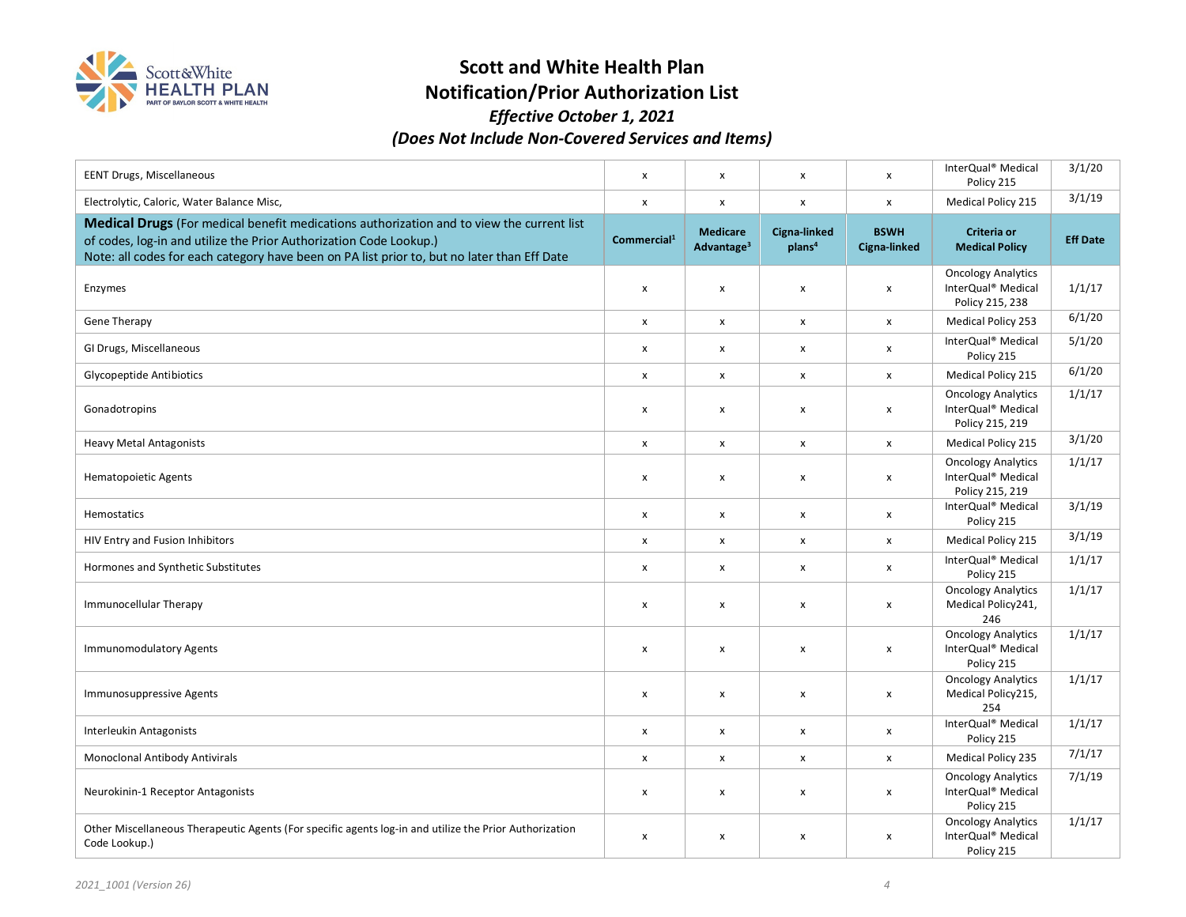# Scott and White Health Plan
## Notification/Prior Authorization List
### *Effective October 1, 2021*
### *(Does Not Include Non-Covered Services and Items)*

| | | | | | | |
|---|---|---|---|---|---|---|
| EENT Drugs, Miscellaneous | x | x | x | x | InterQual® Medical Policy 215 | 3/1/20 |
| Electrolytic, Caloric, Water Balance Misc, | x | x | x | x | Medical Policy 215 | 3/1/19 |
| **Medical Drugs** (For medical benefit medications authorization and to view the current list of codes, log-in and utilize the Prior Authorization Code Lookup.) Note: all codes for each category have been on PA list prior to, but no later than Eff Date | **Commercial[1]** | **Medicare Advantage[3]** | **Cigna-linked plans[4]** | **BSWH Cigna-linked** | **Criteria or Medical Policy** | **Eff Date** |
| Enzymes | x | x | x | x | Oncology Analytics InterQual® Medical Policy 215, 238 | 1/1/17 |
| Gene Therapy | x | x | x | x | Medical Policy 253 | 6/1/20 |
| GI Drugs, Miscellaneous | x | x | x | x | InterQual® Medical Policy 215 | 5/1/20 |
| Glycopeptide Antibiotics | x | x | x | x | Medical Policy 215 | 6/1/20 |
| Gonadotropins | x | x | x | x | Oncology Analytics InterQual® Medical Policy 215, 219 | 1/1/17 |
| Heavy Metal Antagonists | x | x | x | x | Medical Policy 215 | 3/1/20 |
| Hematopoietic Agents | x | x | x | x | Oncology Analytics InterQual® Medical Policy 215, 219 | 1/1/17 |
| Hemostatics | x | x | x | x | InterQual® Medical Policy 215 | 3/1/19 |
| HIV Entry and Fusion Inhibitors | x | x | x | x | Medical Policy 215 | 3/1/19 |
| Hormones and Synthetic Substitutes | x | x | x | x | InterQual® Medical Policy 215 | 1/1/17 |
| Immunocellular Therapy | x | x | x | x | Oncology Analytics Medical Policy241, 246 | 1/1/17 |
| Immunomodulatory Agents | x | x | x | x | Oncology Analytics InterQual® Medical Policy 215 | 1/1/17 |
| Immunosuppressive Agents | x | x | x | x | Oncology Analytics Medical Policy215, 254 | 1/1/17 |
| Interleukin Antagonists | x | x | x | x | InterQual® Medical Policy 215 | 1/1/17 |
| Monoclonal Antibody Antivirals | x | x | x | x | Medical Policy 235 | 7/1/17 |
| Neurokinin-1 Receptor Antagonists | x | x | x | x | Oncology Analytics InterQual® Medical Policy 215 | 7/1/19 |
| Other Miscellaneous Therapeutic Agents (For specific agents log-in and utilize the Prior Authorization Code Lookup.) | x | x | x | x | Oncology Analytics InterQual® Medical Policy 215 | 1/1/17 |

*2021_1001 (Version 26)*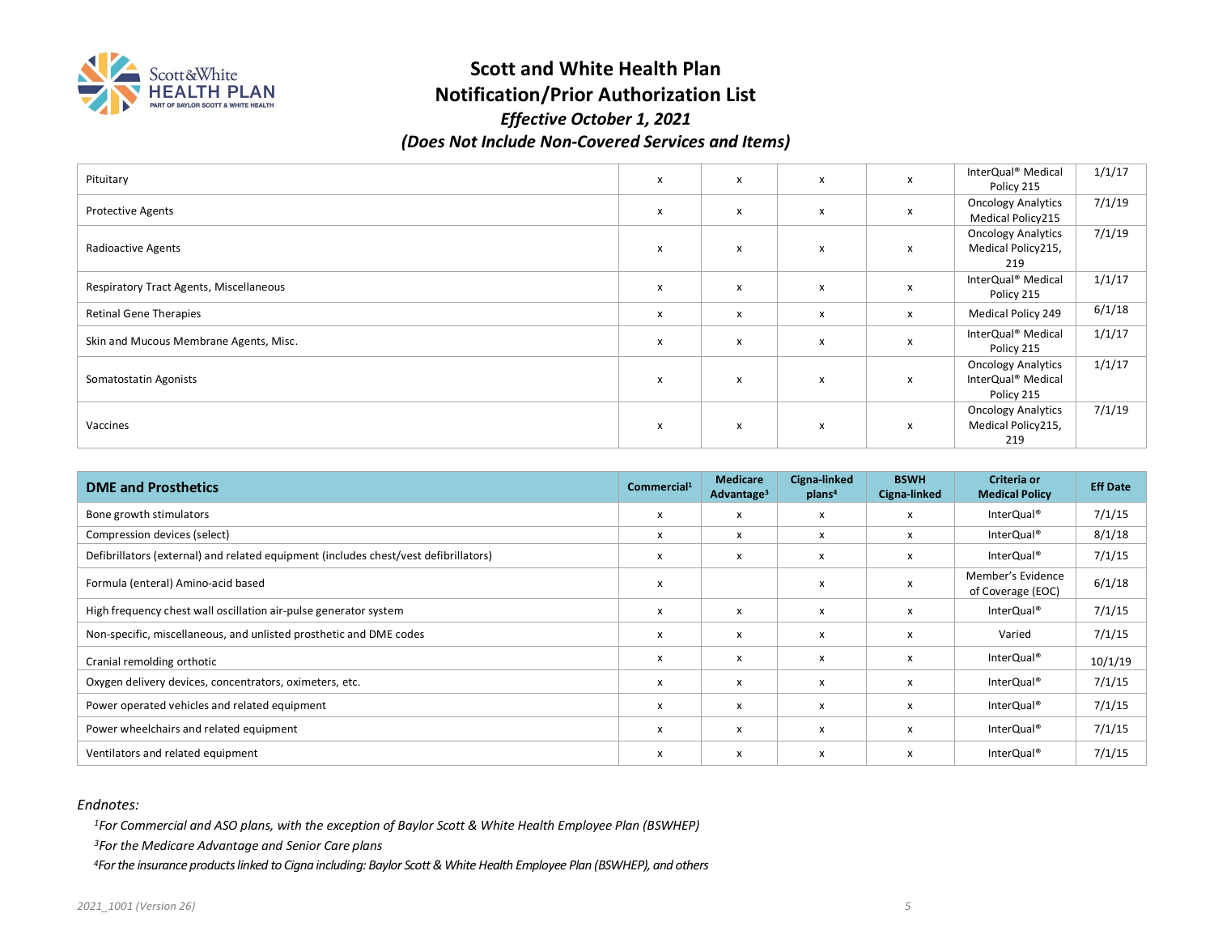# Scott and White Health Plan
# Notification/Prior Authorization List
### *Effective October 1, 2021*
### *(Does Not Include Non-Covered Services and Items)*

| | | | | | | |
|---|---|---|---|---|---|---|
| Pituitary | x | x | x | x | InterQual® Medical Policy 215 | 1/1/17 |
| Protective Agents | x | x | x | x | Oncology Analytics Medical Policy215 | 7/1/19 |
| Radioactive Agents | x | x | x | x | Oncology Analytics Medical Policy215, 219 | 7/1/19 |
| Respiratory Tract Agents, Miscellaneous | x | x | x | x | InterQual® Medical Policy 215 | 1/1/17 |
| Retinal Gene Therapies | x | x | x | x | Medical Policy 249 | 6/1/18 |
| Skin and Mucous Membrane Agents, Misc. | x | x | x | x | InterQual® Medical Policy 215 | 1/1/17 |
| Somatostatin Agonists | x | x | x | x | Oncology Analytics InterQual® Medical Policy 215 | 1/1/17 |
| Vaccines | x | x | x | x | Oncology Analytics Medical Policy215, 219 | 7/1/19 |

| DME and Prosthetics | Commercial[1] | Medicare Advantage[3] | Cigna-linked plans[4] | BSWH Cigna-linked | Criteria or Medical Policy | Eff Date |
|---|---|---|---|---|---|---|
| Bone growth stimulators | x | x | x | x | InterQual® | 7/1/15 |
| Compression devices (select) | x | x | x | x | InterQual® | 8/1/18 |
| Defibrillators (external) and related equipment (includes chest/vest defibrillators) | x | x | x | x | InterQual® | 7/1/15 |
| Formula (enteral) Amino-acid based | x | | x | x | Member's Evidence of Coverage (EOC) | 6/1/18 |
| High frequency chest wall oscillation air-pulse generator system | x | x | x | x | InterQual® | 7/1/15 |
| Non-specific, miscellaneous, and unlisted prosthetic and DME codes | x | x | x | x | Varied | 7/1/15 |
| Cranial remolding orthotic | x | x | x | x | InterQual® | 10/1/19 |
| Oxygen delivery devices, concentrators, oximeters, etc. | x | x | x | x | InterQual® | 7/1/15 |
| Power operated vehicles and related equipment | x | x | x | x | InterQual® | 7/1/15 |
| Power wheelchairs and related equipment | x | x | x | x | InterQual® | 7/1/15 |
| Ventilators and related equipment | x | x | x | x | InterQual® | 7/1/15 |

*Endnotes:*

*[1]For Commercial and ASO plans, with the exception of Baylor Scott & White Health Employee Plan (BSWHEP)*

*[3]For the Medicare Advantage and Senior Care plans*

*[4]For the insurance products linked to Cigna including: Baylor Scott & White Health Employee Plan (BSWHEP), and others*

*2021_1001 (Version 26)*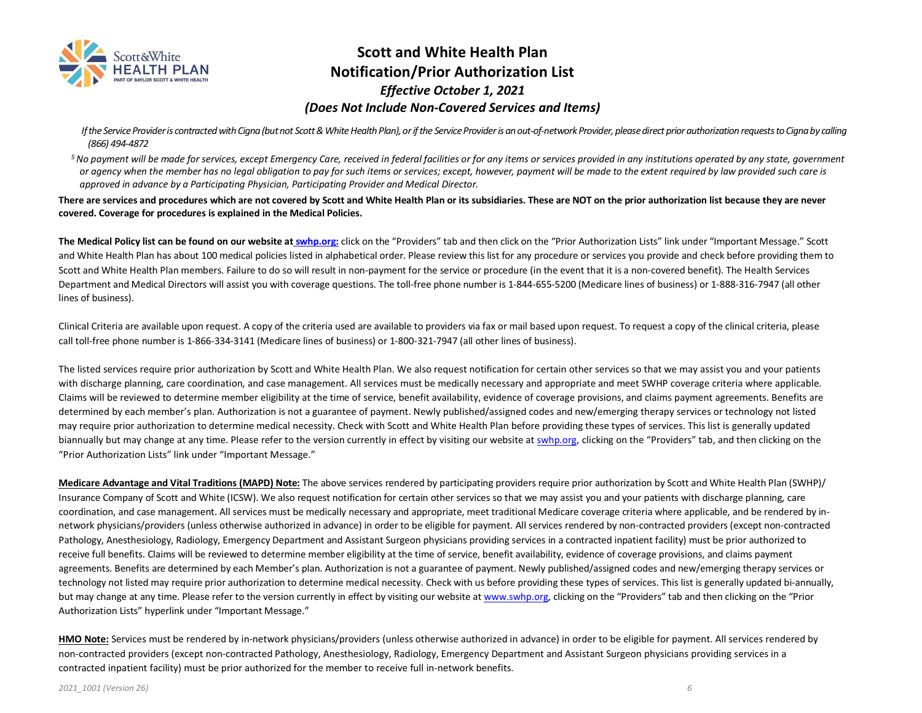# Scott and White Health Plan
# Notification/Prior Authorization List
### *Effective October 1, 2021*
### *(Does Not Include Non-Covered Services and Items)*

*If the Service Provider is contracted with Cigna (but not Scott & White Health Plan), or if the Service Provider is an out-of-network Provider, please direct prior authorization requests to Cigna by calling (866) 494-4872*

[5] *No payment will be made for services, except Emergency Care, received in federal facilities or for any items or services provided in any institutions operated by any state, government or agency when the member has no legal obligation to pay for such items or services; except, however, payment will be made to the extent required by law provided such care is approved in advance by a Participating Physician, Participating Provider and Medical Director.*

**There are services and procedures which are not covered by Scott and White Health Plan or its subsidiaries. These are NOT on the prior authorization list because they are never covered. Coverage for procedures is explained in the Medical Policies.**

**The Medical Policy list can be found on our website at swhp.org:** click on the "Providers" tab and then click on the "Prior Authorization Lists" link under "Important Message." Scott and White Health Plan has about 100 medical policies listed in alphabetical order. Please review this list for any procedure or services you provide and check before providing them to Scott and White Health Plan members. Failure to do so will result in non-payment for the service or procedure (in the event that it is a non-covered benefit). The Health Services Department and Medical Directors will assist you with coverage questions. The toll-free phone number is 1-844-655-5200 (Medicare lines of business) or 1-888-316-7947 (all other lines of business).

Clinical Criteria are available upon request. A copy of the criteria used are available to providers via fax or mail based upon request. To request a copy of the clinical criteria, please call toll-free phone number is 1-866-334-3141 (Medicare lines of business) or 1-800-321-7947 (all other lines of business).

The listed services require prior authorization by Scott and White Health Plan. We also request notification for certain other services so that we may assist you and your patients with discharge planning, care coordination, and case management. All services must be medically necessary and appropriate and meet SWHP coverage criteria where applicable. Claims will be reviewed to determine member eligibility at the time of service, benefit availability, evidence of coverage provisions, and claims payment agreements. Benefits are determined by each member's plan. Authorization is not a guarantee of payment. Newly published/assigned codes and new/emerging therapy services or technology not listed may require prior authorization to determine medical necessity. Check with Scott and White Health Plan before providing these types of services. This list is generally updated biannually but may change at any time. Please refer to the version currently in effect by visiting our website at swhp.org, clicking on the "Providers" tab, and then clicking on the "Prior Authorization Lists" link under "Important Message."

**Medicare Advantage and Vital Traditions (MAPD) Note:** The above services rendered by participating providers require prior authorization by Scott and White Health Plan (SWHP)/ Insurance Company of Scott and White (ICSW). We also request notification for certain other services so that we may assist you and your patients with discharge planning, care coordination, and case management. All services must be medically necessary and appropriate, meet traditional Medicare coverage criteria where applicable, and be rendered by in-network physicians/providers (unless otherwise authorized in advance) in order to be eligible for payment. All services rendered by non-contracted providers (except non-contracted Pathology, Anesthesiology, Radiology, Emergency Department and Assistant Surgeon physicians providing services in a contracted inpatient facility) must be prior authorized to receive full benefits. Claims will be reviewed to determine member eligibility at the time of service, benefit availability, evidence of coverage provisions, and claims payment agreements. Benefits are determined by each Member's plan. Authorization is not a guarantee of payment. Newly published/assigned codes and new/emerging therapy services or technology not listed may require prior authorization to determine medical necessity. Check with us before providing these types of services. This list is generally updated bi-annually, but may change at any time. Please refer to the version currently in effect by visiting our website at www.swhp.org, clicking on the "Providers" tab and then clicking on the "Prior Authorization Lists" hyperlink under "Important Message."

**HMO Note:** Services must be rendered by in-network physicians/providers (unless otherwise authorized in advance) in order to be eligible for payment. All services rendered by non-contracted providers (except non-contracted Pathology, Anesthesiology, Radiology, Emergency Department and Assistant Surgeon physicians providing services in a contracted inpatient facility) must be prior authorized for the member to receive full in-network benefits.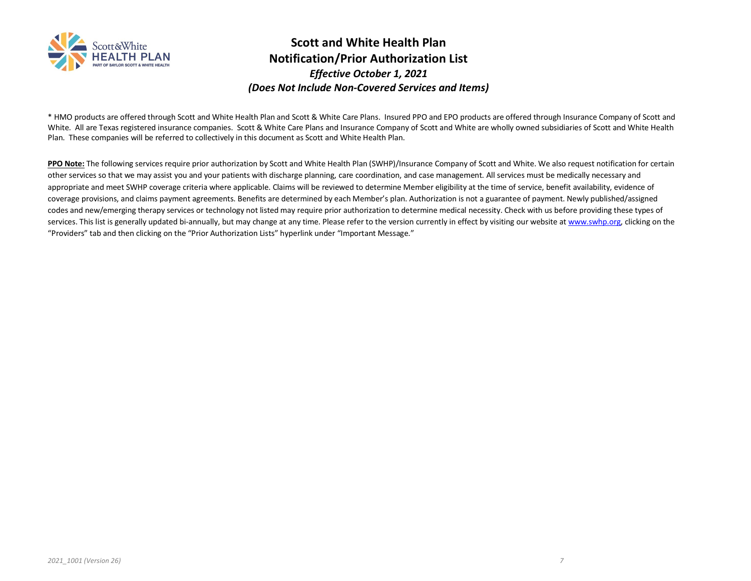# Scott and White Health Plan
## Notification/Prior Authorization List
*Effective October 1, 2021*
***(Does Not Include Non-Covered Services and Items)***

* HMO products are offered through Scott and White Health Plan and Scott & White Care Plans. Insured PPO and EPO products are offered through Insurance Company of Scott and White. All are Texas registered insurance companies. Scott & White Care Plans and Insurance Company of Scott and White are wholly owned subsidiaries of Scott and White Health Plan. These companies will be referred to collectively in this document as Scott and White Health Plan.

**PPO Note:** The following services require prior authorization by Scott and White Health Plan (SWHP)/Insurance Company of Scott and White. We also request notification for certain other services so that we may assist you and your patients with discharge planning, care coordination, and case management. All services must be medically necessary and appropriate and meet SWHP coverage criteria where applicable. Claims will be reviewed to determine Member eligibility at the time of service, benefit availability, evidence of coverage provisions, and claims payment agreements. Benefits are determined by each Member's plan. Authorization is not a guarantee of payment. Newly published/assigned codes and new/emerging therapy services or technology not listed may require prior authorization to determine medical necessity. Check with us before providing these types of services. This list is generally updated bi-annually, but may change at any time. Please refer to the version currently in effect by visiting our website at www.swhp.org, clicking on the "Providers" tab and then clicking on the "Prior Authorization Lists" hyperlink under "Important Message."